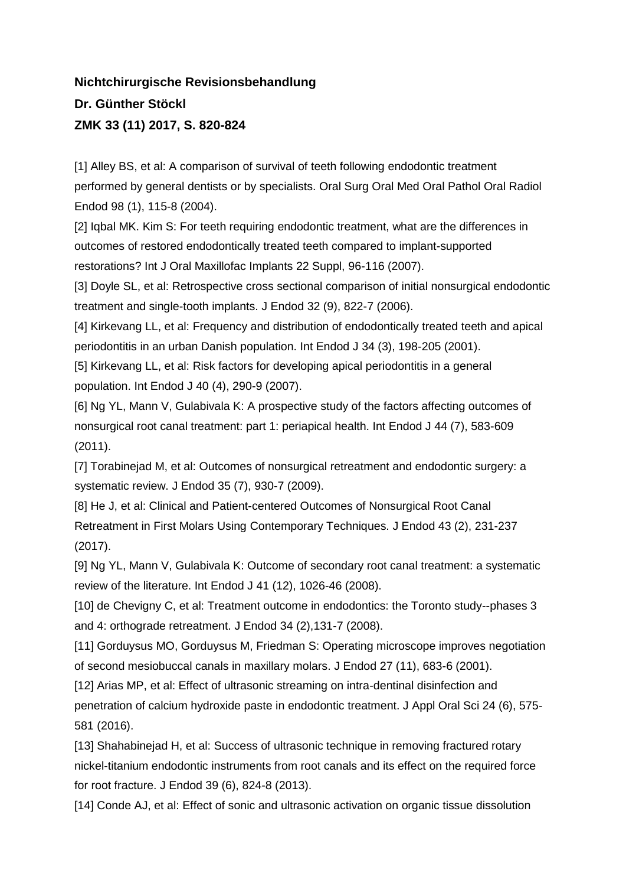**Nichtchirurgische Revisionsbehandlung**

**Dr. Günther Stöckl**

**ZMK 33 (11) 2017, S. 820-824**

[1] Alley BS, et al: A comparison of survival of teeth following endodontic treatment performed by general dentists or by specialists. Oral Surg Oral Med Oral Pathol Oral Radiol Endod 98 (1), 115-8 (2004).

[2] Iqbal MK. Kim S: For teeth requiring endodontic treatment, what are the differences in outcomes of restored endodontically treated teeth compared to implant-supported restorations? Int J Oral Maxillofac Implants 22 Suppl, 96-116 (2007).

[3] Doyle SL, et al: Retrospective cross sectional comparison of initial nonsurgical endodontic treatment and single-tooth implants. J Endod 32 (9), 822-7 (2006).

[4] Kirkevang LL, et al: Frequency and distribution of endodontically treated teeth and apical periodontitis in an urban Danish population. Int Endod J 34 (3), 198-205 (2001).

[5] Kirkevang LL, et al: Risk factors for developing apical periodontitis in a general population. Int Endod J 40 (4), 290-9 (2007).

[6] Ng YL, Mann V, Gulabivala K: A prospective study of the factors affecting outcomes of nonsurgical root canal treatment: part 1: periapical health. Int Endod J 44 (7), 583-609 (2011).

[7] Torabinejad M, et al: Outcomes of nonsurgical retreatment and endodontic surgery: a systematic review. J Endod 35 (7), 930-7 (2009).

[8] He J, et al: Clinical and Patient-centered Outcomes of Nonsurgical Root Canal Retreatment in First Molars Using Contemporary Techniques. J Endod 43 (2), 231-237 (2017).

[9] Ng YL, Mann V, Gulabivala K: Outcome of secondary root canal treatment: a systematic review of the literature. Int Endod J 41 (12), 1026-46 (2008).

[10] de Chevigny C, et al: Treatment outcome in endodontics: the Toronto study--phases 3 and 4: orthograde retreatment. J Endod 34 (2),131-7 (2008).

[11] Gorduysus MO, Gorduysus M, Friedman S: Operating microscope improves negotiation of second mesiobuccal canals in maxillary molars. J Endod 27 (11), 683-6 (2001).

[12] Arias MP, et al: Effect of ultrasonic streaming on intra-dentinal disinfection and penetration of calcium hydroxide paste in endodontic treatment. J Appl Oral Sci 24 (6), 575-581 (2016).

[13] Shahabinejad H, et al: Success of ultrasonic technique in removing fractured rotary nickel-titanium endodontic instruments from root canals and its effect on the required force for root fracture. J Endod 39 (6), 824-8 (2013).

[14] Conde AJ, et al: Effect of sonic and ultrasonic activation on organic tissue dissolution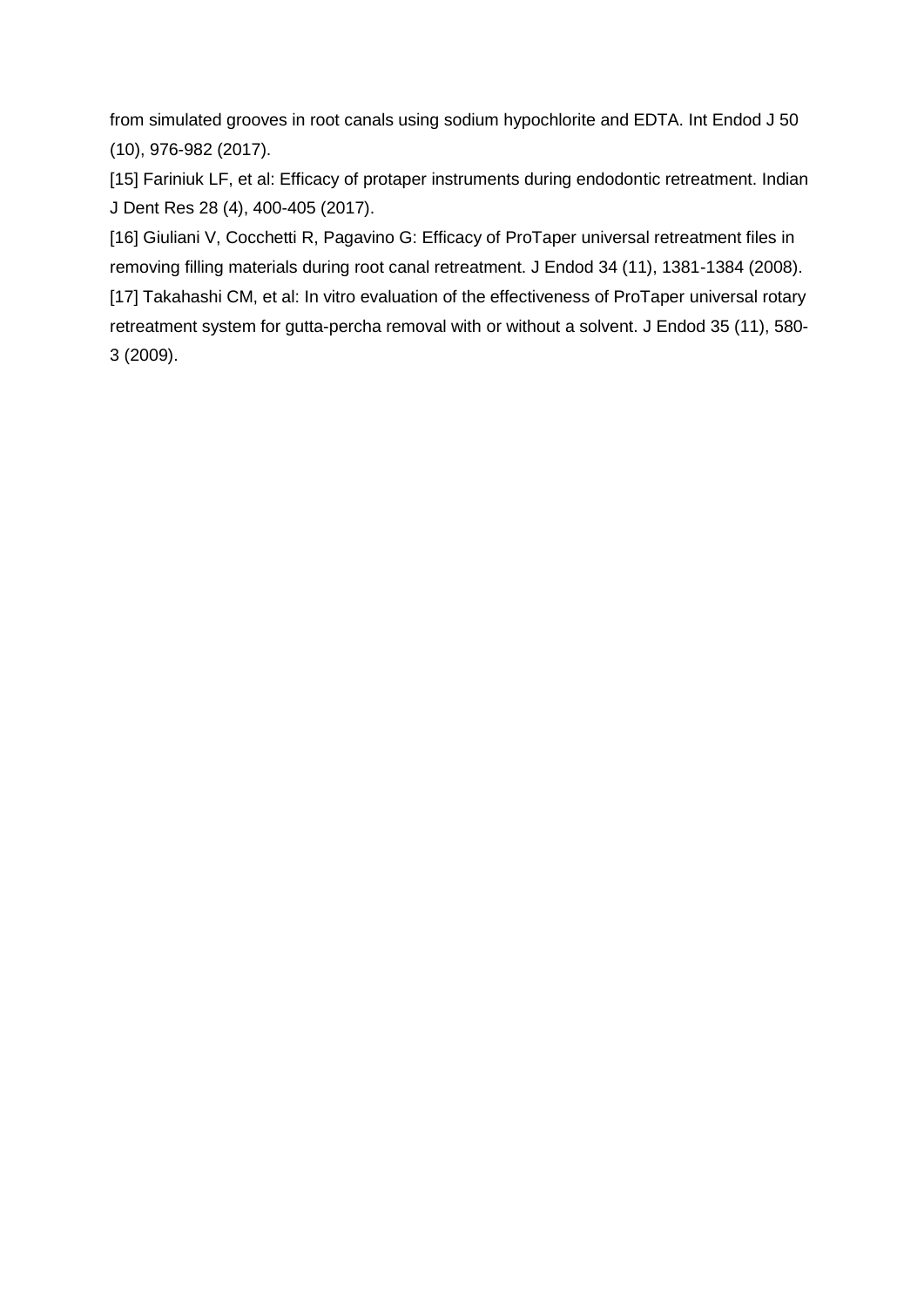from simulated grooves in root canals using sodium hypochlorite and EDTA. Int Endod J 50 (10), 976-982 (2017).

[15] Fariniuk LF, et al: Efficacy of protaper instruments during endodontic retreatment. Indian J Dent Res 28 (4), 400-405 (2017).

[16] Giuliani V, Cocchetti R, Pagavino G: Efficacy of ProTaper universal retreatment files in removing filling materials during root canal retreatment. J Endod 34 (11), 1381-1384 (2008).

[17] Takahashi CM, et al: In vitro evaluation of the effectiveness of ProTaper universal rotary retreatment system for gutta-percha removal with or without a solvent. J Endod 35 (11), 580-3 (2009).